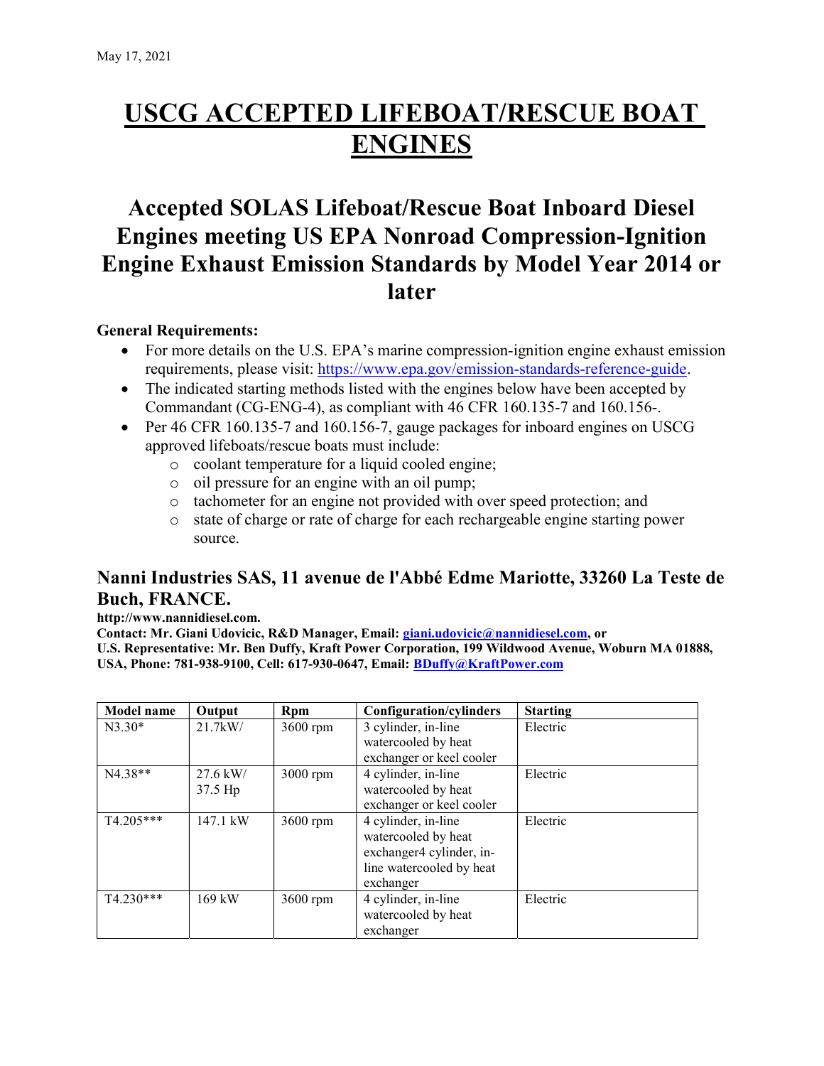May 17, 2021

# USCG ACCEPTED LIFEBOAT/RESCUE BOAT ENGINES

## Accepted SOLAS Lifeboat/Rescue Boat Inboard Diesel Engines meeting US EPA Nonroad Compression-Ignition Engine Exhaust Emission Standards by Model Year 2014 or later

**General Requirements:**

- For more details on the U.S. EPA's marine compression-ignition engine exhaust emission requirements, please visit: https://www.epa.gov/emission-standards-reference-guide.
- The indicated starting methods listed with the engines below have been accepted by Commandant (CG-ENG-4), as compliant with 46 CFR 160.135-7 and 160.156-.
- Per 46 CFR 160.135-7 and 160.156-7, gauge packages for inboard engines on USCG approved lifeboats/rescue boats must include:
  - coolant temperature for a liquid cooled engine;
  - oil pressure for an engine with an oil pump;
  - tachometer for an engine not provided with over speed protection; and
  - state of charge or rate of charge for each rechargeable engine starting power source.

### Nanni Industries SAS, 11 avenue de l'Abbé Edme Mariotte, 33260 La Teste de Buch, FRANCE.

**http://www.nannidiesel.com.**
**Contact: Mr. Giani Udovicic, R&D Manager, Email: giani.udovicic@nannidiesel.com, or**
**U.S. Representative: Mr. Ben Duffy, Kraft Power Corporation, 199 Wildwood Avenue, Woburn MA 01888, USA, Phone: 781-938-9100, Cell: 617-930-0647, Email: BDuffy@KraftPower.com**

| Model name | Output | Rpm | Configuration/cylinders | Starting |
|---|---|---|---|---|
| N3.30* | 21.7kW/ | 3600 rpm | 3 cylinder, in-line watercooled by heat exchanger or keel cooler | Electric |
| N4.38** | 27.6 kW/ 37.5 Hp | 3000 rpm | 4 cylinder, in-line watercooled by heat exchanger or keel cooler | Electric |
| T4.205*** | 147.1 kW | 3600 rpm | 4 cylinder, in-line watercooled by heat exchanger4 cylinder, in-line watercooled by heat exchanger | Electric |
| T4.230*** | 169 kW | 3600 rpm | 4 cylinder, in-line watercooled by heat exchanger | Electric |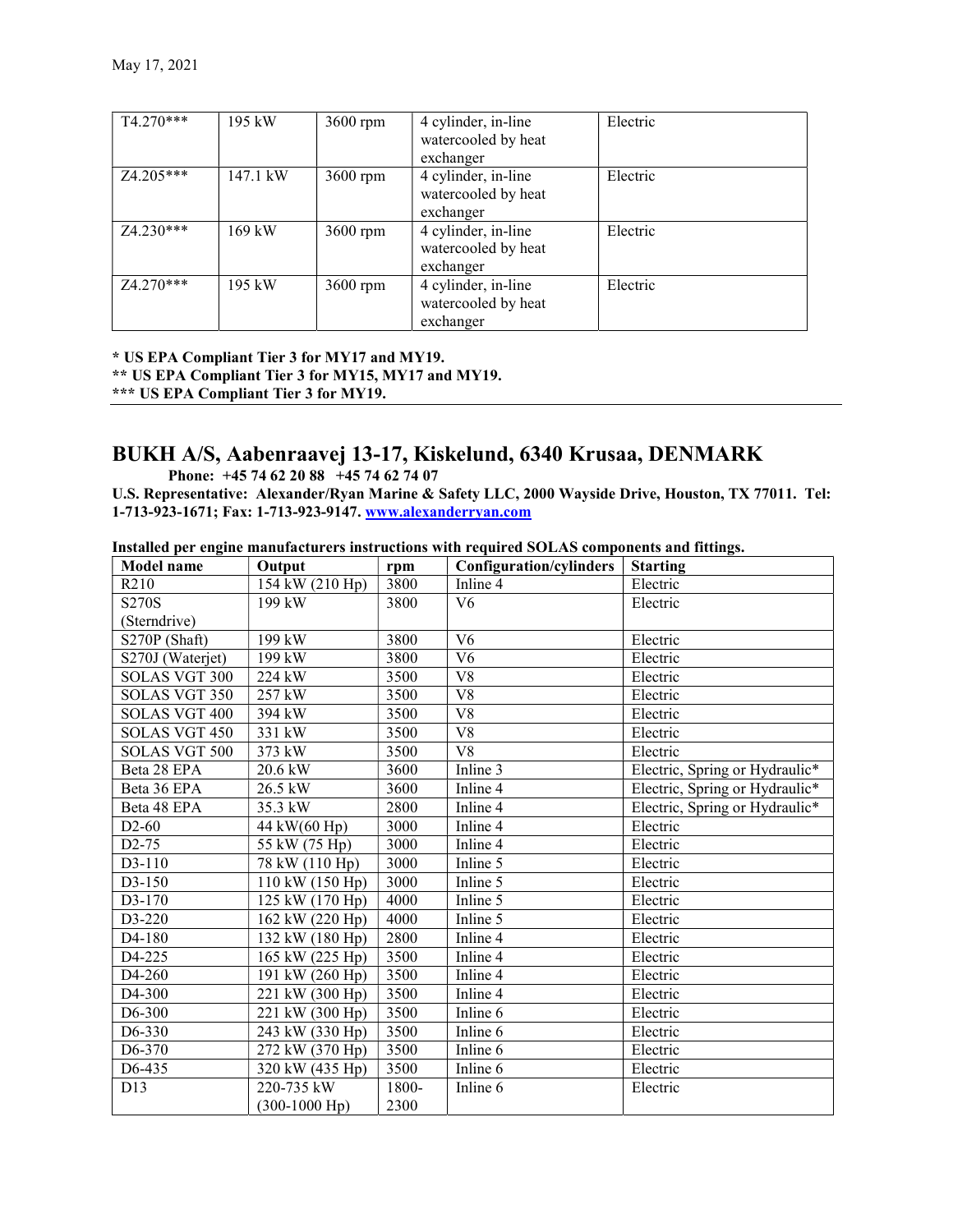| T4.270*** | 195 kW | 3600 rpm | 4 cylinder, in-line watercooled by heat exchanger | Electric |
|---|---|---|---|---|
| Z4.205*** | 147.1 kW | 3600 rpm | 4 cylinder, in-line watercooled by heat exchanger | Electric |
| Z4.230*** | 169 kW | 3600 rpm | 4 cylinder, in-line watercooled by heat exchanger | Electric |
| Z4.270*** | 195 kW | 3600 rpm | 4 cylinder, in-line watercooled by heat exchanger | Electric |

**\* US EPA Compliant Tier 3 for MY17 and MY19.**
**\*\* US EPA Compliant Tier 3 for MY15, MY17 and MY19.**
**\*\*\* US EPA Compliant Tier 3 for MY19.**

## BUKH A/S, Aabenraavej 13-17, Kiskelund, 6340 Krusaa, DENMARK

**Phone: +45 74 62 20 88 +45 74 62 74 07**

**U.S. Representative: Alexander/Ryan Marine & Safety LLC, 2000 Wayside Drive, Houston, TX 77011. Tel: 1-713-923-1671; Fax: 1-713-923-9147. www.alexanderryan.com**

**Installed per engine manufacturers instructions with required SOLAS components and fittings.**

| Model name | Output | rpm | Configuration/cylinders | Starting |
|---|---|---|---|---|
| R210 | 154 kW (210 Hp) | 3800 | Inline 4 | Electric |
| S270S (Sterndrive) | 199 kW | 3800 | V6 | Electric |
| S270P (Shaft) | 199 kW | 3800 | V6 | Electric |
| S270J (Waterjet) | 199 kW | 3800 | V6 | Electric |
| SOLAS VGT 300 | 224 kW | 3500 | V8 | Electric |
| SOLAS VGT 350 | 257 kW | 3500 | V8 | Electric |
| SOLAS VGT 400 | 394 kW | 3500 | V8 | Electric |
| SOLAS VGT 450 | 331 kW | 3500 | V8 | Electric |
| SOLAS VGT 500 | 373 kW | 3500 | V8 | Electric |
| Beta 28 EPA | 20.6 kW | 3600 | Inline 3 | Electric, Spring or Hydraulic* |
| Beta 36 EPA | 26.5 kW | 3600 | Inline 4 | Electric, Spring or Hydraulic* |
| Beta 48 EPA | 35.3 kW | 2800 | Inline 4 | Electric, Spring or Hydraulic* |
| D2-60 | 44 kW(60 Hp) | 3000 | Inline 4 | Electric |
| D2-75 | 55 kW (75 Hp) | 3000 | Inline 4 | Electric |
| D3-110 | 78 kW (110 Hp) | 3000 | Inline 5 | Electric |
| D3-150 | 110 kW (150 Hp) | 3000 | Inline 5 | Electric |
| D3-170 | 125 kW (170 Hp) | 4000 | Inline 5 | Electric |
| D3-220 | 162 kW (220 Hp) | 4000 | Inline 5 | Electric |
| D4-180 | 132 kW (180 Hp) | 2800 | Inline 4 | Electric |
| D4-225 | 165 kW (225 Hp) | 3500 | Inline 4 | Electric |
| D4-260 | 191 kW (260 Hp) | 3500 | Inline 4 | Electric |
| D4-300 | 221 kW (300 Hp) | 3500 | Inline 4 | Electric |
| D6-300 | 221 kW (300 Hp) | 3500 | Inline 6 | Electric |
| D6-330 | 243 kW (330 Hp) | 3500 | Inline 6 | Electric |
| D6-370 | 272 kW (370 Hp) | 3500 | Inline 6 | Electric |
| D6-435 | 320 kW (435 Hp) | 3500 | Inline 6 | Electric |
| D13 | 220-735 kW (300-1000 Hp) | 1800-2300 | Inline 6 | Electric |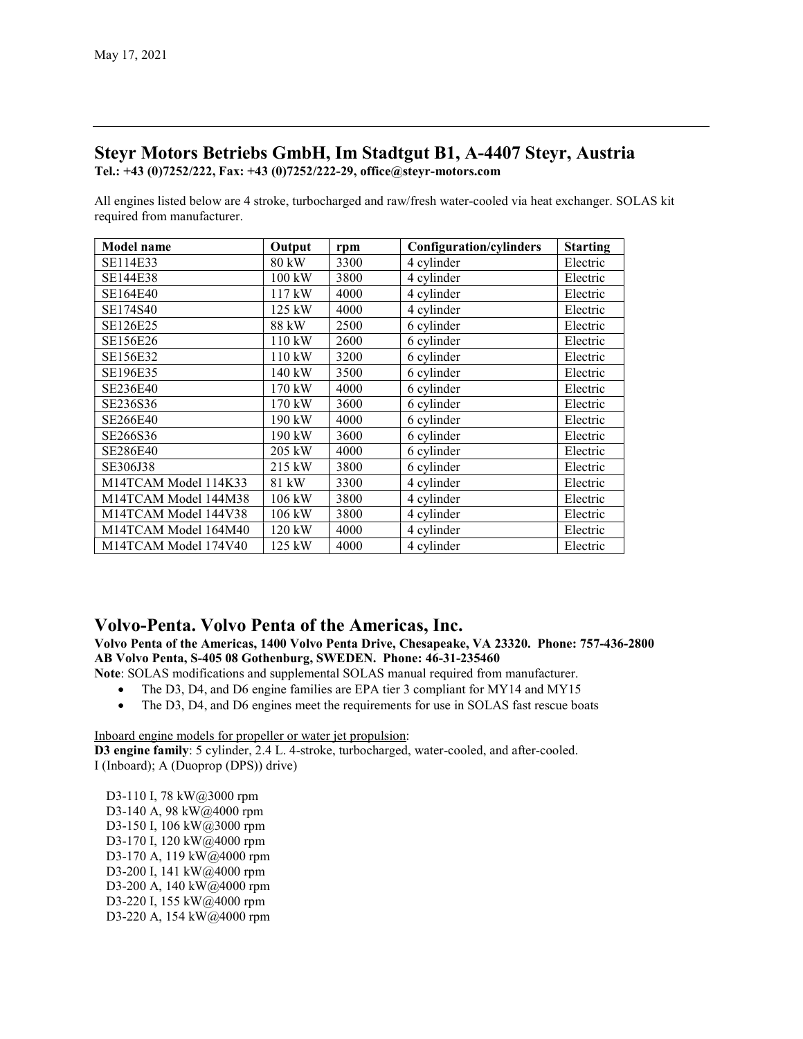## Steyr Motors Betriebs GmbH, Im Stadtgut B1, A-4407 Steyr, Austria

**Tel.: +43 (0)7252/222, Fax: +43 (0)7252/222-29, office@steyr-motors.com**

All engines listed below are 4 stroke, turbocharged and raw/fresh water-cooled via heat exchanger. SOLAS kit required from manufacturer.

| Model name | Output | rpm | Configuration/cylinders | Starting |
|---|---|---|---|---|
| SE114E33 | 80 kW | 3300 | 4 cylinder | Electric |
| SE144E38 | 100 kW | 3800 | 4 cylinder | Electric |
| SE164E40 | 117 kW | 4000 | 4 cylinder | Electric |
| SE174S40 | 125 kW | 4000 | 4 cylinder | Electric |
| SE126E25 | 88 kW | 2500 | 6 cylinder | Electric |
| SE156E26 | 110 kW | 2600 | 6 cylinder | Electric |
| SE156E32 | 110 kW | 3200 | 6 cylinder | Electric |
| SE196E35 | 140 kW | 3500 | 6 cylinder | Electric |
| SE236E40 | 170 kW | 4000 | 6 cylinder | Electric |
| SE236S36 | 170 kW | 3600 | 6 cylinder | Electric |
| SE266E40 | 190 kW | 4000 | 6 cylinder | Electric |
| SE266S36 | 190 kW | 3600 | 6 cylinder | Electric |
| SE286E40 | 205 kW | 4000 | 6 cylinder | Electric |
| SE306J38 | 215 kW | 3800 | 6 cylinder | Electric |
| M14TCAM Model 114K33 | 81 kW | 3300 | 4 cylinder | Electric |
| M14TCAM Model 144M38 | 106 kW | 3800 | 4 cylinder | Electric |
| M14TCAM Model 144V38 | 106 kW | 3800 | 4 cylinder | Electric |
| M14TCAM Model 164M40 | 120 kW | 4000 | 4 cylinder | Electric |
| M14TCAM Model 174V40 | 125 kW | 4000 | 4 cylinder | Electric |

## Volvo-Penta. Volvo Penta of the Americas, Inc.

**Volvo Penta of the Americas, 1400 Volvo Penta Drive, Chesapeake, VA 23320. Phone: 757-436-2800**
**AB Volvo Penta, S-405 08 Gothenburg, SWEDEN. Phone: 46-31-235460**

**Note**: SOLAS modifications and supplemental SOLAS manual required from manufacturer.

- The D3, D4, and D6 engine families are EPA tier 3 compliant for MY14 and MY15
- The D3, D4, and D6 engines meet the requirements for use in SOLAS fast rescue boats

Inboard engine models for propeller or water jet propulsion:

**D3 engine family**: 5 cylinder, 2.4 L. 4-stroke, turbocharged, water-cooled, and after-cooled.
I (Inboard); A (Duoprop (DPS)) drive)

D3-110 I, 78 kW@3000 rpm
D3-140 A, 98 kW@4000 rpm
D3-150 I, 106 kW@3000 rpm
D3-170 I, 120 kW@4000 rpm
D3-170 A, 119 kW@4000 rpm
D3-200 I, 141 kW@4000 rpm
D3-200 A, 140 kW@4000 rpm
D3-220 I, 155 kW@4000 rpm
D3-220 A, 154 kW@4000 rpm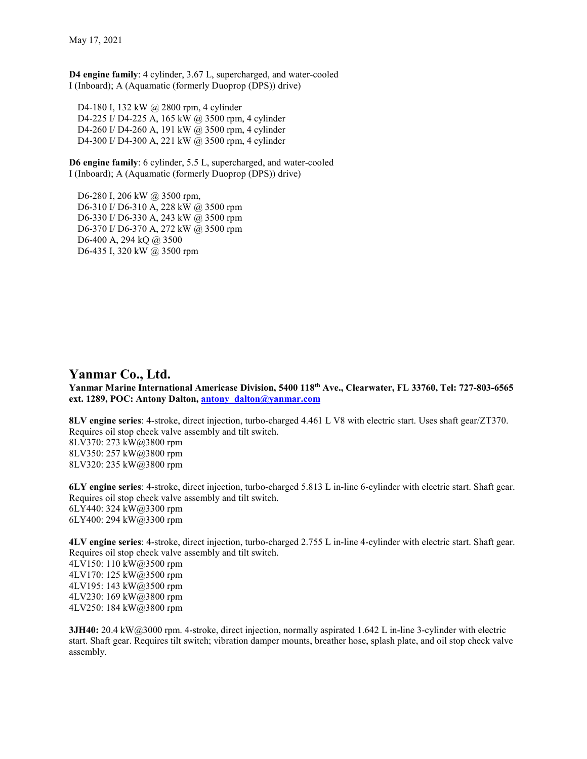May 17, 2021

**D4 engine family**: 4 cylinder, 3.67 L, supercharged, and water-cooled
I (Inboard); A (Aquamatic (formerly Duoprop (DPS)) drive)

D4-180 I, 132 kW @ 2800 rpm, 4 cylinder
D4-225 I/ D4-225 A, 165 kW @ 3500 rpm, 4 cylinder
D4-260 I/ D4-260 A, 191 kW @ 3500 rpm, 4 cylinder
D4-300 I/ D4-300 A, 221 kW @ 3500 rpm, 4 cylinder

**D6 engine family**: 6 cylinder, 5.5 L, supercharged, and water-cooled
I (Inboard); A (Aquamatic (formerly Duoprop (DPS)) drive)

D6-280 I, 206 kW @ 3500 rpm,
D6-310 I/ D6-310 A, 228 kW @ 3500 rpm
D6-330 I/ D6-330 A, 243 kW @ 3500 rpm
D6-370 I/ D6-370 A, 272 kW @ 3500 rpm
D6-400 A, 294 kQ @ 3500
D6-435 I, 320 kW @ 3500 rpm

## Yanmar Co., Ltd.

**Yanmar Marine International Americase Division, 5400 118th Ave., Clearwater, FL 33760, Tel: 727-803-6565 ext. 1289, POC: Antony Dalton, antony_dalton@yanmar.com**

**8LV engine series**: 4-stroke, direct injection, turbo-charged 4.461 L V8 with electric start. Uses shaft gear/ZT370. Requires oil stop check valve assembly and tilt switch.
8LV370: 273 kW@3800 rpm
8LV350: 257 kW@3800 rpm
8LV320: 235 kW@3800 rpm

**6LY engine series**: 4-stroke, direct injection, turbo-charged 5.813 L in-line 6-cylinder with electric start. Shaft gear. Requires oil stop check valve assembly and tilt switch.
6LY440: 324 kW@3300 rpm
6LY400: 294 kW@3300 rpm

**4LV engine series**: 4-stroke, direct injection, turbo-charged 2.755 L in-line 4-cylinder with electric start. Shaft gear. Requires oil stop check valve assembly and tilt switch.
4LV150: 110 kW@3500 rpm
4LV170: 125 kW@3500 rpm
4LV195: 143 kW@3500 rpm
4LV230: 169 kW@3800 rpm
4LV250: 184 kW@3800 rpm

**3JH40:** 20.4 kW@3000 rpm. 4-stroke, direct injection, normally aspirated 1.642 L in-line 3-cylinder with electric start. Shaft gear. Requires tilt switch; vibration damper mounts, breather hose, splash plate, and oil stop check valve assembly.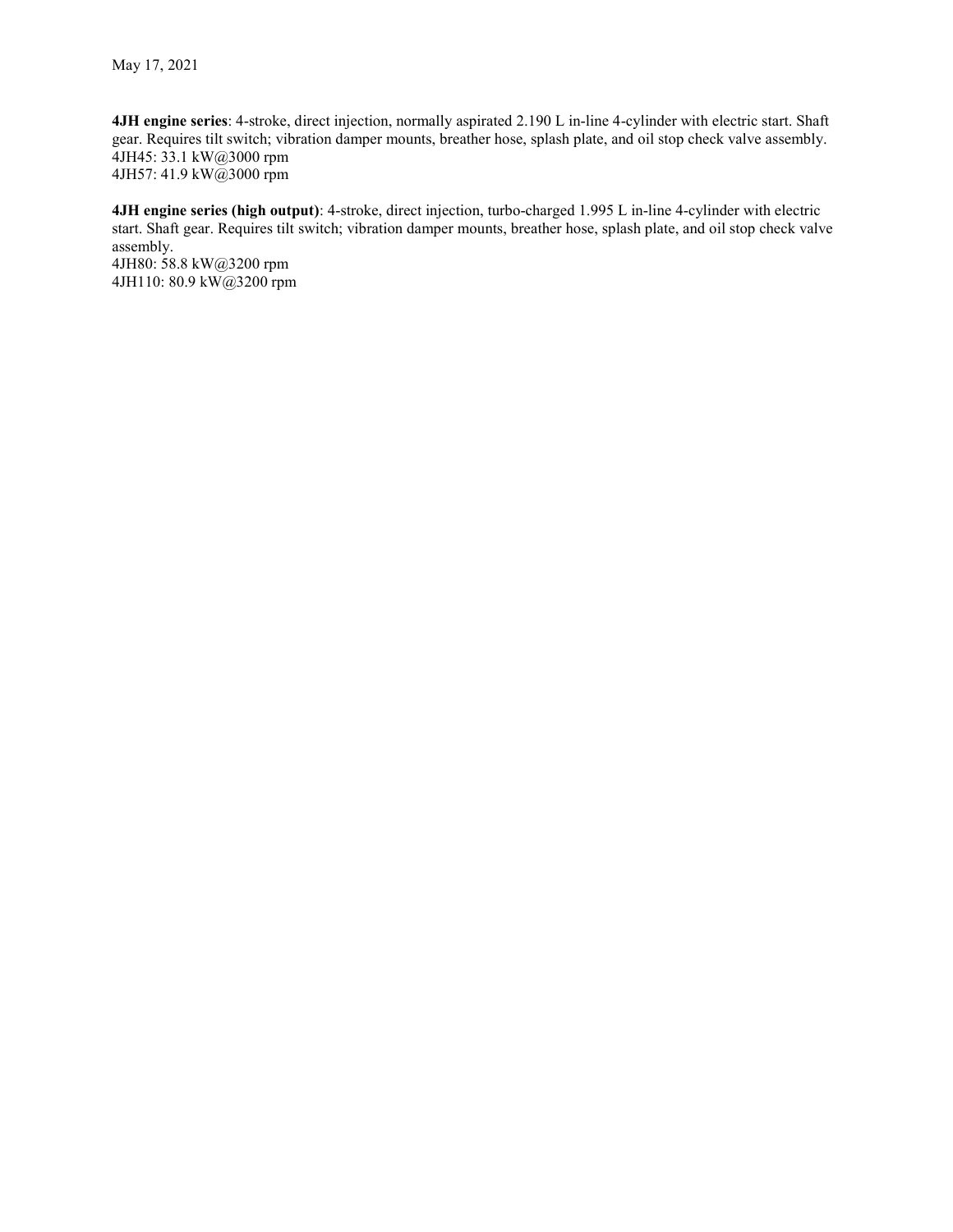May 17, 2021

**4JH engine series**: 4-stroke, direct injection, normally aspirated 2.190 L in-line 4-cylinder with electric start. Shaft gear. Requires tilt switch; vibration damper mounts, breather hose, splash plate, and oil stop check valve assembly.
4JH45: 33.1 kW@3000 rpm
4JH57: 41.9 kW@3000 rpm

**4JH engine series (high output)**: 4-stroke, direct injection, turbo-charged 1.995 L in-line 4-cylinder with electric start. Shaft gear. Requires tilt switch; vibration damper mounts, breather hose, splash plate, and oil stop check valve assembly.
4JH80: 58.8 kW@3200 rpm
4JH110: 80.9 kW@3200 rpm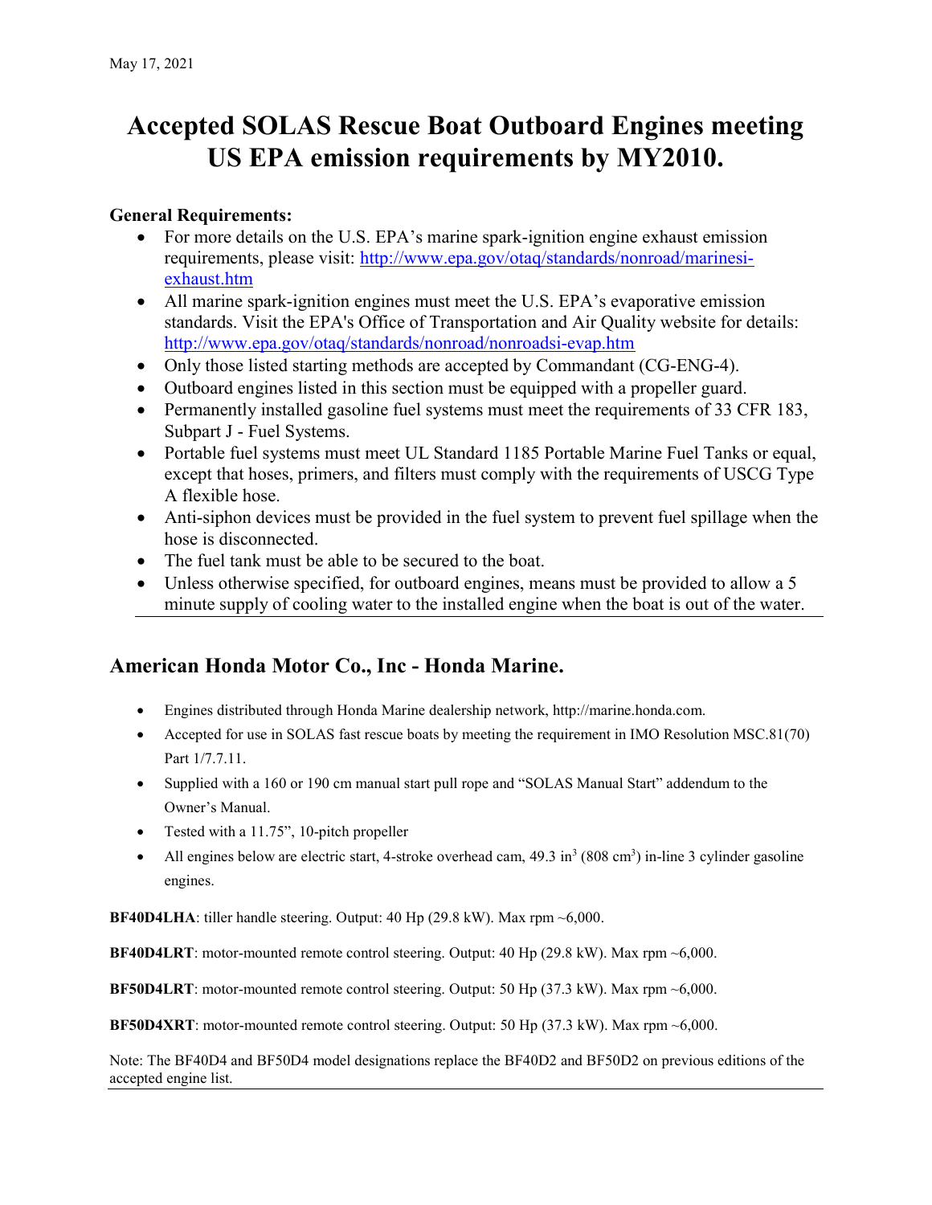May 17, 2021

# Accepted SOLAS Rescue Boat Outboard Engines meeting US EPA emission requirements by MY2010.

**General Requirements:**

- For more details on the U.S. EPA's marine spark-ignition engine exhaust emission requirements, please visit: http://www.epa.gov/otaq/standards/nonroad/marinesi-exhaust.htm
- All marine spark-ignition engines must meet the U.S. EPA's evaporative emission standards. Visit the EPA's Office of Transportation and Air Quality website for details: http://www.epa.gov/otaq/standards/nonroad/nonroadsi-evap.htm
- Only those listed starting methods are accepted by Commandant (CG-ENG-4).
- Outboard engines listed in this section must be equipped with a propeller guard.
- Permanently installed gasoline fuel systems must meet the requirements of 33 CFR 183, Subpart J - Fuel Systems.
- Portable fuel systems must meet UL Standard 1185 Portable Marine Fuel Tanks or equal, except that hoses, primers, and filters must comply with the requirements of USCG Type A flexible hose.
- Anti-siphon devices must be provided in the fuel system to prevent fuel spillage when the hose is disconnected.
- The fuel tank must be able to be secured to the boat.
- Unless otherwise specified, for outboard engines, means must be provided to allow a 5 minute supply of cooling water to the installed engine when the boat is out of the water.

---

## American Honda Motor Co., Inc - Honda Marine.

- Engines distributed through Honda Marine dealership network, http://marine.honda.com.
- Accepted for use in SOLAS fast rescue boats by meeting the requirement in IMO Resolution MSC.81(70) Part 1/7.7.11.
- Supplied with a 160 or 190 cm manual start pull rope and "SOLAS Manual Start" addendum to the Owner's Manual.
- Tested with a 11.75", 10-pitch propeller
- All engines below are electric start, 4-stroke overhead cam, 49.3 $in^3$ (808 $cm^3$) in-line 3 cylinder gasoline engines.

**BF40D4LHA**: tiller handle steering. Output: 40 Hp (29.8 kW). Max rpm ~6,000.

**BF40D4LRT**: motor-mounted remote control steering. Output: 40 Hp (29.8 kW). Max rpm ~6,000.

**BF50D4LRT**: motor-mounted remote control steering. Output: 50 Hp (37.3 kW). Max rpm ~6,000.

**BF50D4XRT**: motor-mounted remote control steering. Output: 50 Hp (37.3 kW). Max rpm ~6,000.

Note: The BF40D4 and BF50D4 model designations replace the BF40D2 and BF50D2 on previous editions of the accepted engine list.

---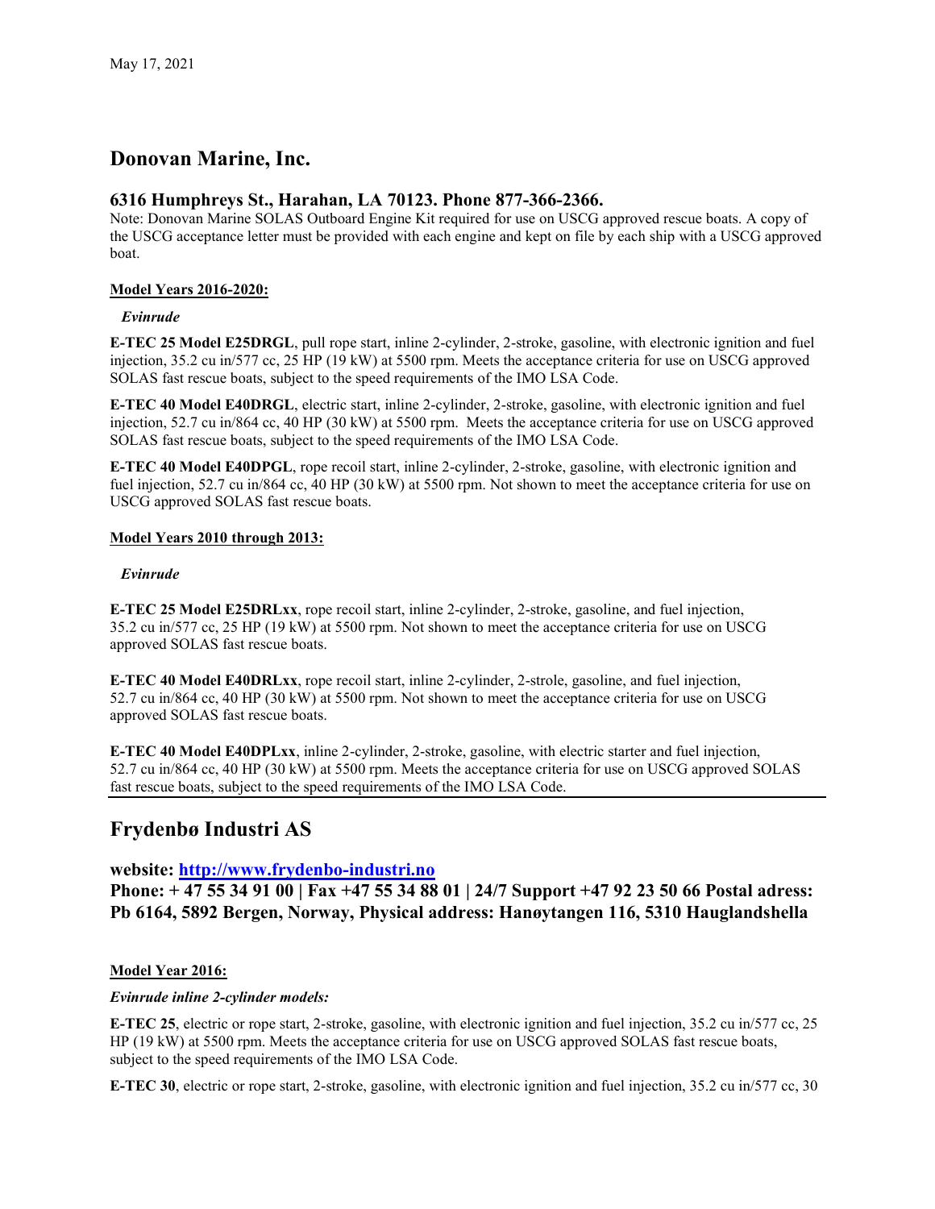May 17, 2021

## Donovan Marine, Inc.

### 6316 Humphreys St., Harahan, LA 70123. Phone 877-366-2366.

Note: Donovan Marine SOLAS Outboard Engine Kit required for use on USCG approved rescue boats. A copy of the USCG acceptance letter must be provided with each engine and kept on file by each ship with a USCG approved boat.

**Model Years 2016-2020:**

*Evinrude*

**E-TEC 25 Model E25DRGL**, pull rope start, inline 2-cylinder, 2-stroke, gasoline, with electronic ignition and fuel injection, 35.2 cu in/577 cc, 25 HP (19 kW) at 5500 rpm. Meets the acceptance criteria for use on USCG approved SOLAS fast rescue boats, subject to the speed requirements of the IMO LSA Code.

**E-TEC 40 Model E40DRGL**, electric start, inline 2-cylinder, 2-stroke, gasoline, with electronic ignition and fuel injection, 52.7 cu in/864 cc, 40 HP (30 kW) at 5500 rpm. Meets the acceptance criteria for use on USCG approved SOLAS fast rescue boats, subject to the speed requirements of the IMO LSA Code.

**E-TEC 40 Model E40DPGL**, rope recoil start, inline 2-cylinder, 2-stroke, gasoline, with electronic ignition and fuel injection, 52.7 cu in/864 cc, 40 HP (30 kW) at 5500 rpm. Not shown to meet the acceptance criteria for use on USCG approved SOLAS fast rescue boats.

**Model Years 2010 through 2013:**

*Evinrude*

**E-TEC 25 Model E25DRLxx**, rope recoil start, inline 2-cylinder, 2-stroke, gasoline, and fuel injection, 35.2 cu in/577 cc, 25 HP (19 kW) at 5500 rpm. Not shown to meet the acceptance criteria for use on USCG approved SOLAS fast rescue boats.

**E-TEC 40 Model E40DRLxx**, rope recoil start, inline 2-cylinder, 2-strole, gasoline, and fuel injection, 52.7 cu in/864 cc, 40 HP (30 kW) at 5500 rpm. Not shown to meet the acceptance criteria for use on USCG approved SOLAS fast rescue boats.

**E-TEC 40 Model E40DPLxx**, inline 2-cylinder, 2-stroke, gasoline, with electric starter and fuel injection, 52.7 cu in/864 cc, 40 HP (30 kW) at 5500 rpm. Meets the acceptance criteria for use on USCG approved SOLAS fast rescue boats, subject to the speed requirements of the IMO LSA Code.

---

## Frydenbø Industri AS

### website: [http://www.frydenbo-industri.no](http://www.frydenbo-industri.no)

### Phone: + 47 55 34 91 00 | Fax +47 55 34 88 01 | 24/7 Support +47 92 23 50 66 Postal adress: Pb 6164, 5892 Bergen, Norway, Physical address: Hanøytangen 116, 5310 Hauglandshella

**Model Year 2016:**

***Evinrude inline 2-cylinder models:***

**E-TEC 25**, electric or rope start, 2-stroke, gasoline, with electronic ignition and fuel injection, 35.2 cu in/577 cc, 25 HP (19 kW) at 5500 rpm. Meets the acceptance criteria for use on USCG approved SOLAS fast rescue boats, subject to the speed requirements of the IMO LSA Code.

**E-TEC 30**, electric or rope start, 2-stroke, gasoline, with electronic ignition and fuel injection, 35.2 cu in/577 cc, 30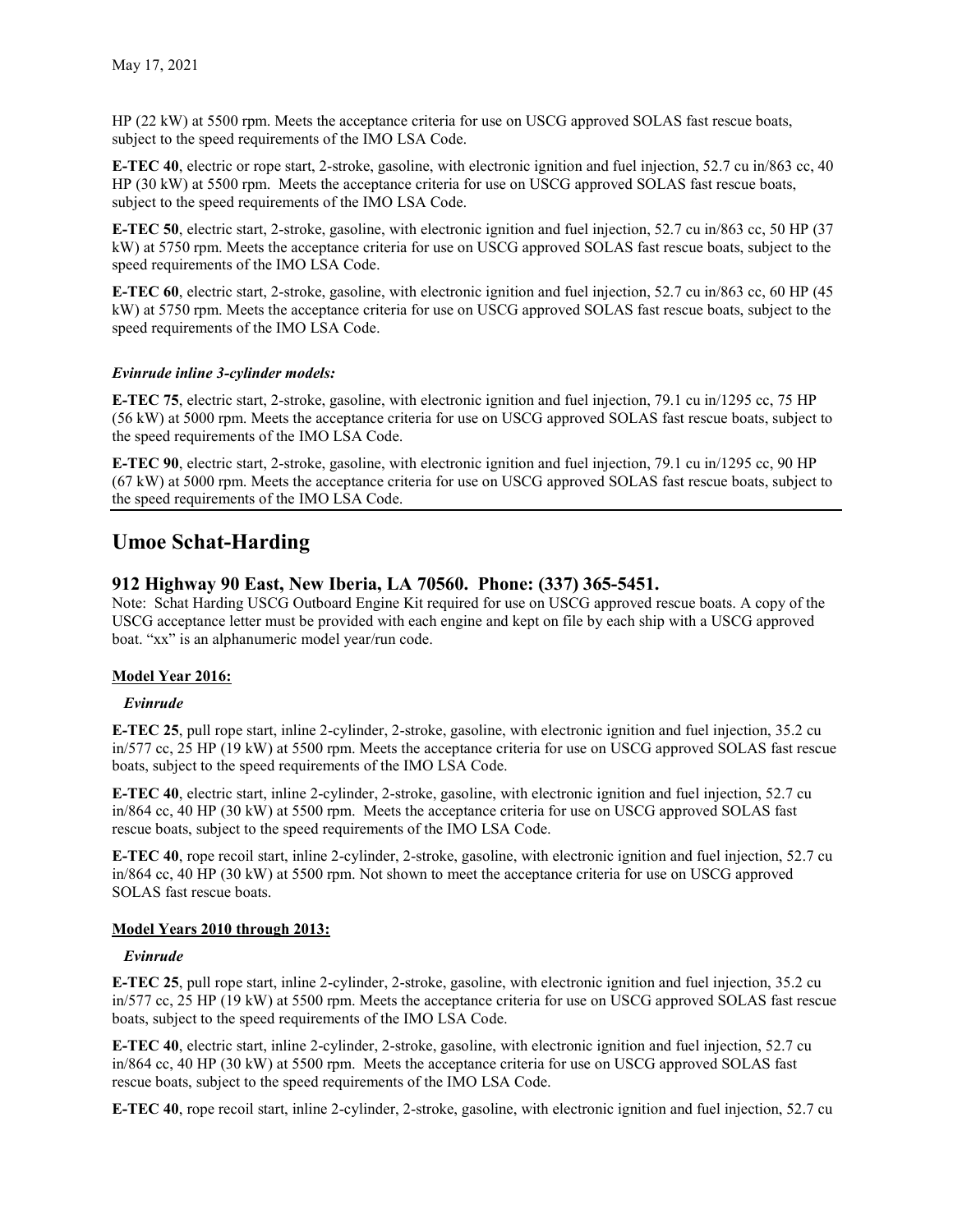HP (22 kW) at 5500 rpm. Meets the acceptance criteria for use on USCG approved SOLAS fast rescue boats, subject to the speed requirements of the IMO LSA Code.

**E-TEC 40**, electric or rope start, 2-stroke, gasoline, with electronic ignition and fuel injection, 52.7 cu in/863 cc, 40 HP (30 kW) at 5500 rpm. Meets the acceptance criteria for use on USCG approved SOLAS fast rescue boats, subject to the speed requirements of the IMO LSA Code.

**E-TEC 50**, electric start, 2-stroke, gasoline, with electronic ignition and fuel injection, 52.7 cu in/863 cc, 50 HP (37 kW) at 5750 rpm. Meets the acceptance criteria for use on USCG approved SOLAS fast rescue boats, subject to the speed requirements of the IMO LSA Code.

**E-TEC 60**, electric start, 2-stroke, gasoline, with electronic ignition and fuel injection, 52.7 cu in/863 cc, 60 HP (45 kW) at 5750 rpm. Meets the acceptance criteria for use on USCG approved SOLAS fast rescue boats, subject to the speed requirements of the IMO LSA Code.

***Evinrude inline 3-cylinder models:***

**E-TEC 75**, electric start, 2-stroke, gasoline, with electronic ignition and fuel injection, 79.1 cu in/1295 cc, 75 HP (56 kW) at 5000 rpm. Meets the acceptance criteria for use on USCG approved SOLAS fast rescue boats, subject to the speed requirements of the IMO LSA Code.

**E-TEC 90**, electric start, 2-stroke, gasoline, with electronic ignition and fuel injection, 79.1 cu in/1295 cc, 90 HP (67 kW) at 5000 rpm. Meets the acceptance criteria for use on USCG approved SOLAS fast rescue boats, subject to the speed requirements of the IMO LSA Code.

---

## Umoe Schat-Harding

### 912 Highway 90 East, New Iberia, LA 70560. Phone: (337) 365-5451.

Note: Schat Harding USCG Outboard Engine Kit required for use on USCG approved rescue boats. A copy of the USCG acceptance letter must be provided with each engine and kept on file by each ship with a USCG approved boat. "xx" is an alphanumeric model year/run code.

**Model Year 2016:**

***Evinrude***

**E-TEC 25**, pull rope start, inline 2-cylinder, 2-stroke, gasoline, with electronic ignition and fuel injection, 35.2 cu in/577 cc, 25 HP (19 kW) at 5500 rpm. Meets the acceptance criteria for use on USCG approved SOLAS fast rescue boats, subject to the speed requirements of the IMO LSA Code.

**E-TEC 40**, electric start, inline 2-cylinder, 2-stroke, gasoline, with electronic ignition and fuel injection, 52.7 cu in/864 cc, 40 HP (30 kW) at 5500 rpm. Meets the acceptance criteria for use on USCG approved SOLAS fast rescue boats, subject to the speed requirements of the IMO LSA Code.

**E-TEC 40**, rope recoil start, inline 2-cylinder, 2-stroke, gasoline, with electronic ignition and fuel injection, 52.7 cu in/864 cc, 40 HP (30 kW) at 5500 rpm. Not shown to meet the acceptance criteria for use on USCG approved SOLAS fast rescue boats.

**Model Years 2010 through 2013:**

***Evinrude***

**E-TEC 25**, pull rope start, inline 2-cylinder, 2-stroke, gasoline, with electronic ignition and fuel injection, 35.2 cu in/577 cc, 25 HP (19 kW) at 5500 rpm. Meets the acceptance criteria for use on USCG approved SOLAS fast rescue boats, subject to the speed requirements of the IMO LSA Code.

**E-TEC 40**, electric start, inline 2-cylinder, 2-stroke, gasoline, with electronic ignition and fuel injection, 52.7 cu in/864 cc, 40 HP (30 kW) at 5500 rpm. Meets the acceptance criteria for use on USCG approved SOLAS fast rescue boats, subject to the speed requirements of the IMO LSA Code.

**E-TEC 40**, rope recoil start, inline 2-cylinder, 2-stroke, gasoline, with electronic ignition and fuel injection, 52.7 cu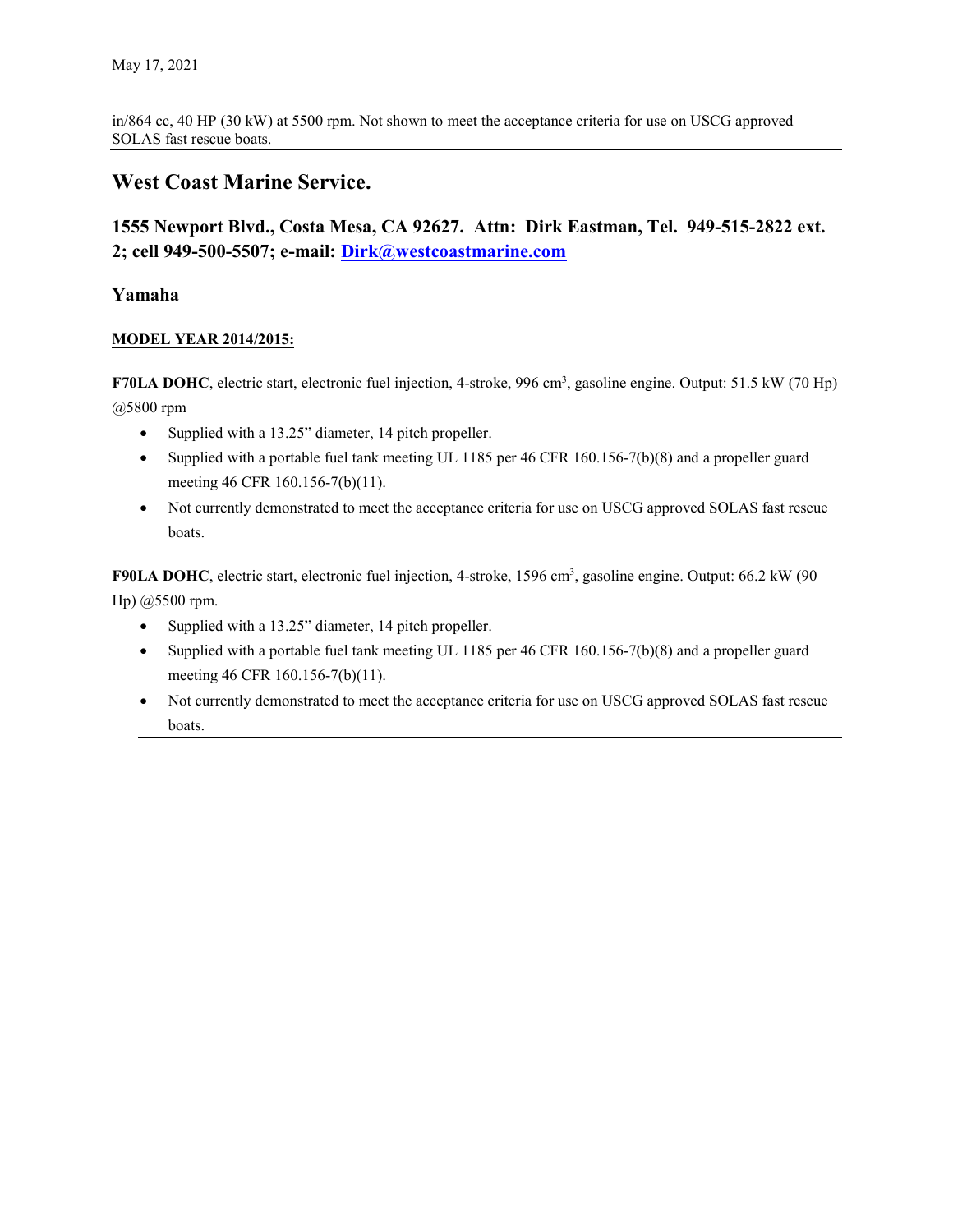in/864 cc, 40 HP (30 kW) at 5500 rpm. Not shown to meet the acceptance criteria for use on USCG approved SOLAS fast rescue boats.

---

## West Coast Marine Service.

### 1555 Newport Blvd., Costa Mesa, CA 92627. Attn: Dirk Eastman, Tel. 949-515-2822 ext. 2; cell 949-500-5507; e-mail: Dirk@westcoastmarine.com

### Yamaha

**MODEL YEAR 2014/2015:**

**F70LA DOHC**, electric start, electronic fuel injection, 4-stroke, 996 $cm^3$, gasoline engine. Output: 51.5 kW (70 Hp) @5800 rpm

- Supplied with a 13.25” diameter, 14 pitch propeller.
- Supplied with a portable fuel tank meeting UL 1185 per 46 CFR 160.156-7(b)(8) and a propeller guard meeting 46 CFR 160.156-7(b)(11).
- Not currently demonstrated to meet the acceptance criteria for use on USCG approved SOLAS fast rescue boats.

**F90LA DOHC**, electric start, electronic fuel injection, 4-stroke, 1596 $cm^3$, gasoline engine. Output: 66.2 kW (90 Hp) @5500 rpm.

- Supplied with a 13.25” diameter, 14 pitch propeller.
- Supplied with a portable fuel tank meeting UL 1185 per 46 CFR 160.156-7(b)(8) and a propeller guard meeting 46 CFR 160.156-7(b)(11).
- Not currently demonstrated to meet the acceptance criteria for use on USCG approved SOLAS fast rescue boats.